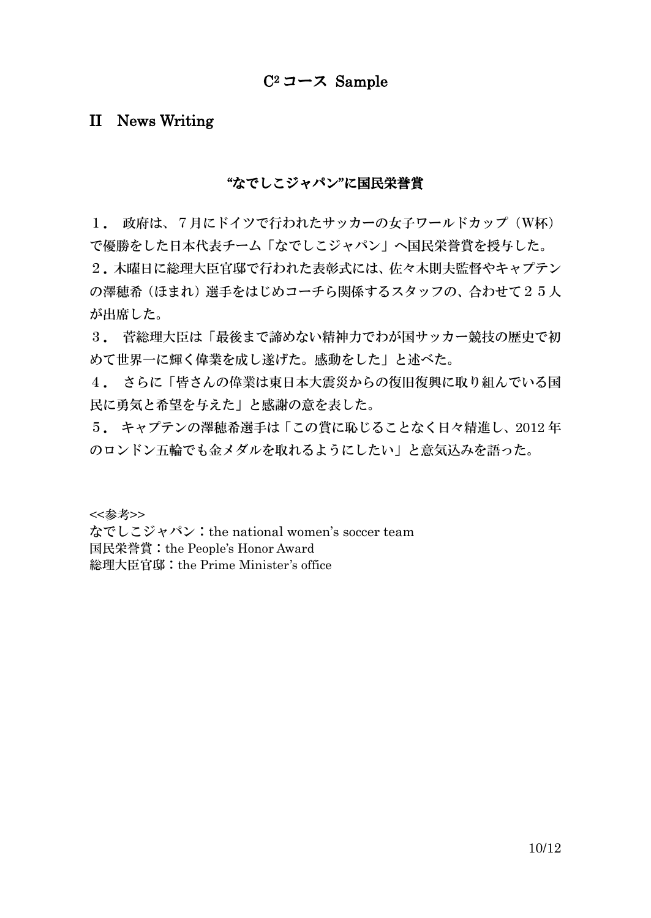# C$^2$ コース Sample

## II　News Writing

### “なでしこジャパン”に国民栄誉賞

１．政府は、７月にドイツで行われたサッカーの女子ワールドカップ（W杯）で優勝をした日本代表チーム「なでしこジャパン」へ国民栄誉賞を授与した。

２．木曜日に総理大臣官邸で行われた表彰式には、佐々木則夫監督やキャプテンの澤穂希（ほまれ）選手をはじめコーチら関係するスタッフの、合わせて２５人が出席した。

３．菅総理大臣は「最後まで諦めない精神力でわが国サッカー競技の歴史で初めて世界一に輝く偉業を成し遂げた。感動をした」と述べた。

４．さらに「皆さんの偉業は東日本大震災からの復旧復興に取り組んでいる国民に勇気と希望を与えた」と感謝の意を表した。

５．キャプテンの澤穂希選手は「この賞に恥じることなく日々精進し、2012年のロンドン五輪でも金メダルを取れるようにしたい」と意気込みを語った。

<<参考>>
なでしこジャパン：the national women’s soccer team
国民栄誉賞：the People’s Honor Award
総理大臣官邸：the Prime Minister’s office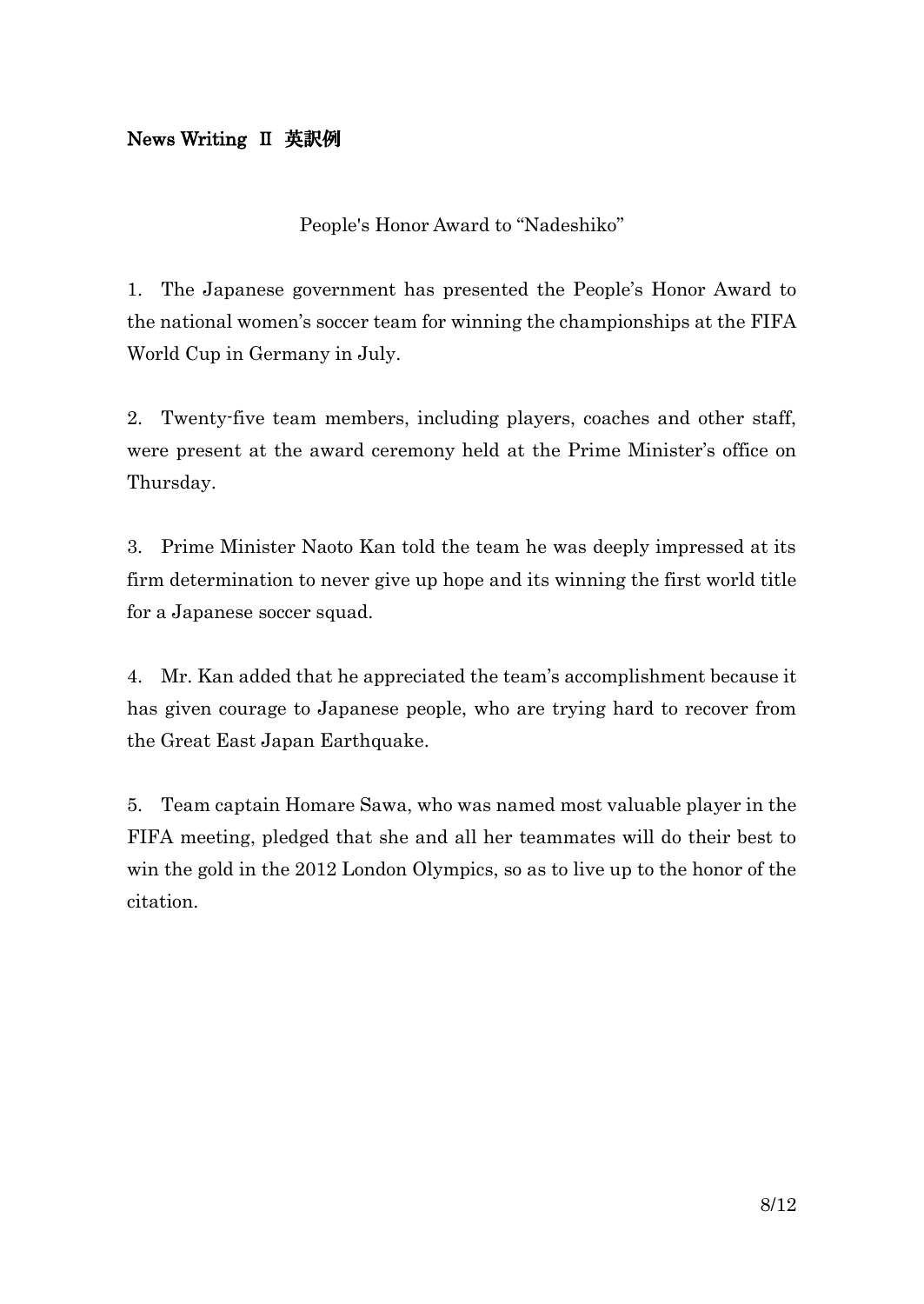**News Writing Ⅱ 英訳例**

People's Honor Award to "Nadeshiko"

1. The Japanese government has presented the People's Honor Award to the national women's soccer team for winning the championships at the FIFA World Cup in Germany in July.

2. Twenty-five team members, including players, coaches and other staff, were present at the award ceremony held at the Prime Minister's office on Thursday.

3. Prime Minister Naoto Kan told the team he was deeply impressed at its firm determination to never give up hope and its winning the first world title for a Japanese soccer squad.

4. Mr. Kan added that he appreciated the team's accomplishment because it has given courage to Japanese people, who are trying hard to recover from the Great East Japan Earthquake.

5. Team captain Homare Sawa, who was named most valuable player in the FIFA meeting, pledged that she and all her teammates will do their best to win the gold in the 2012 London Olympics, so as to live up to the honor of the citation.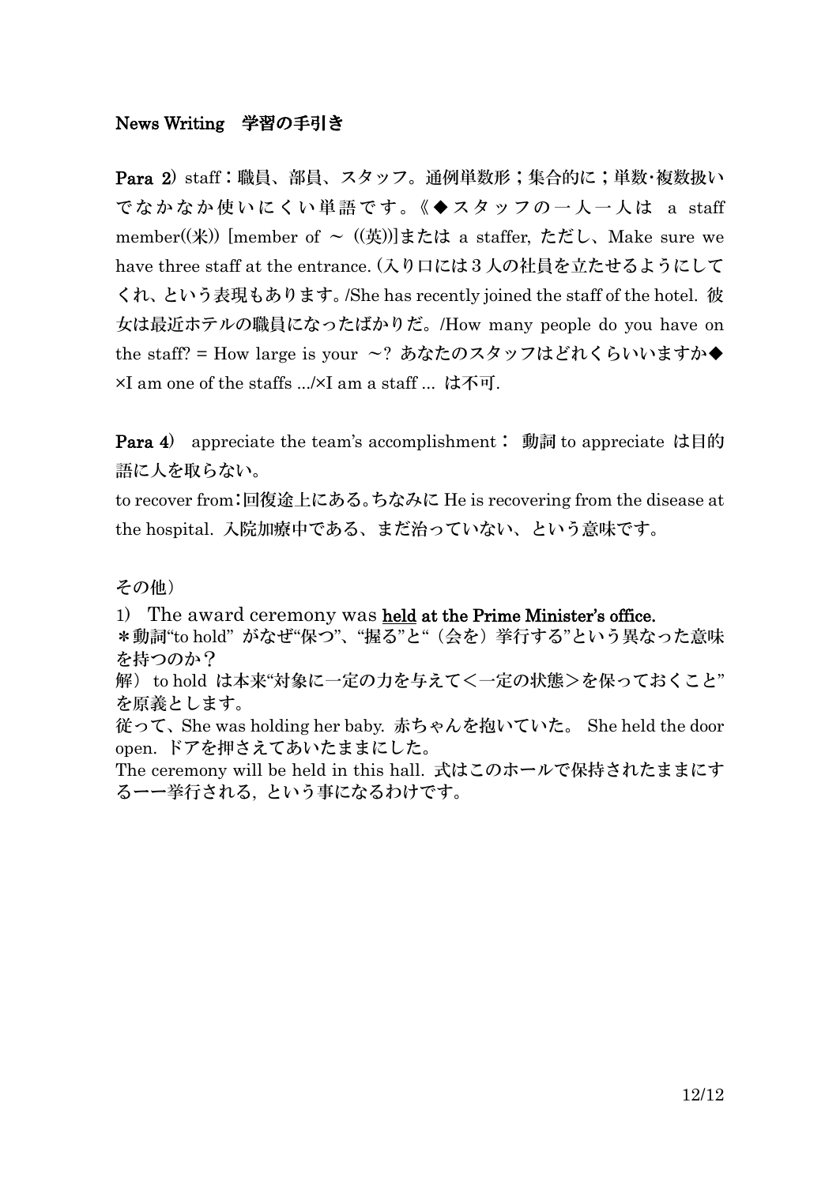**News Writing　学習の手引き**

**Para 2**）staff：職員、部員、スタッフ。通例単数形；集合的に；単数･複数扱いでなかなか使いにくい単語です。《◆スタッフの一人一人は a staff member((米)) [member of ～ ((英))]または a staffer, ただし、Make sure we have three staff at the entrance.（入り口には３人の社員を立たせるようにしてくれ、という表現もあります。/She has recently joined the staff of the hotel. 彼女は最近ホテルの職員になったばかりだ。/How many people do you have on the staff? = How large is your ～? あなたのスタッフはどれくらいいますか◆ ×I am one of the staffs .../×I am a staff ... は不可.

**Para 4**）appreciate the team's accomplishment： 動詞 to appreciate は目的語に人を取らない。

to recover from：回復途上にある。ちなみに He is recovering from the disease at the hospital. 入院加療中である、まだ治っていない、という意味です。

その他）

1) The award ceremony was <u>held</u> **at the Prime Minister's office.**

＊動詞"to hold" がなぜ"保つ"、"握る"と"（会を）挙行する"という異なった意味を持つのか？

解） to hold は本来"対象に一定の力を与えて＜一定の状態＞を保っておくこと"を原義とします。

従って、She was holding her baby. 赤ちゃんを抱いていた。 She held the door open. ドアを押さえてあいたままにした。

The ceremony will be held in this hall. 式はこのホールで保持されたままにするーー挙行される，という事になるわけです。